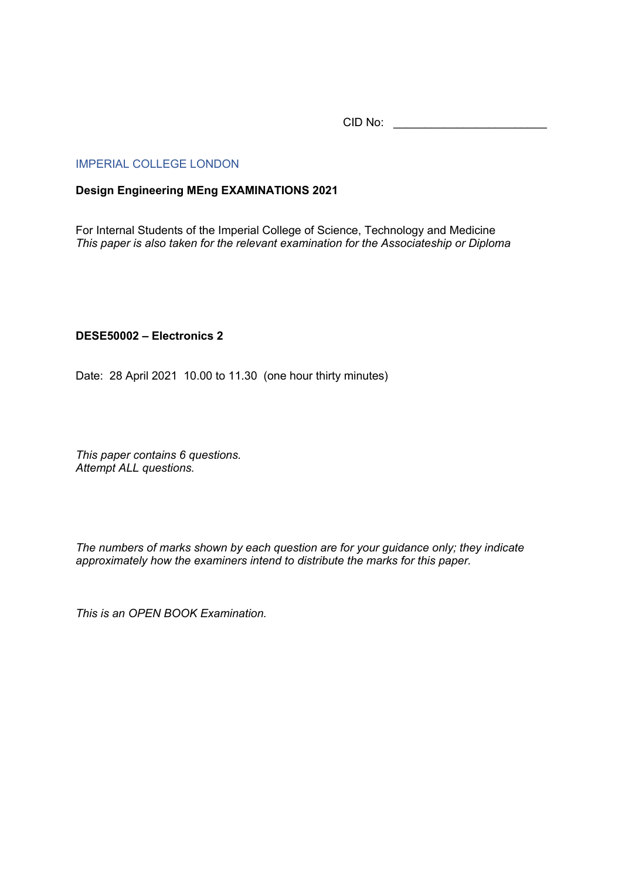CID No: ________________________

IMPERIAL COLLEGE LONDON

**Design Engineering MEng EXAMINATIONS 2021**

For Internal Students of the Imperial College of Science, Technology and Medicine
*This paper is also taken for the relevant examination for the Associateship or Diploma*

**DESE50002 – Electronics 2**

Date: 28 April 2021 10.00 to 11.30 (one hour thirty minutes)

*This paper contains 6 questions.*
*Attempt ALL questions.*

*The numbers of marks shown by each question are for your guidance only; they indicate approximately how the examiners intend to distribute the marks for this paper.*

*This is an OPEN BOOK Examination.*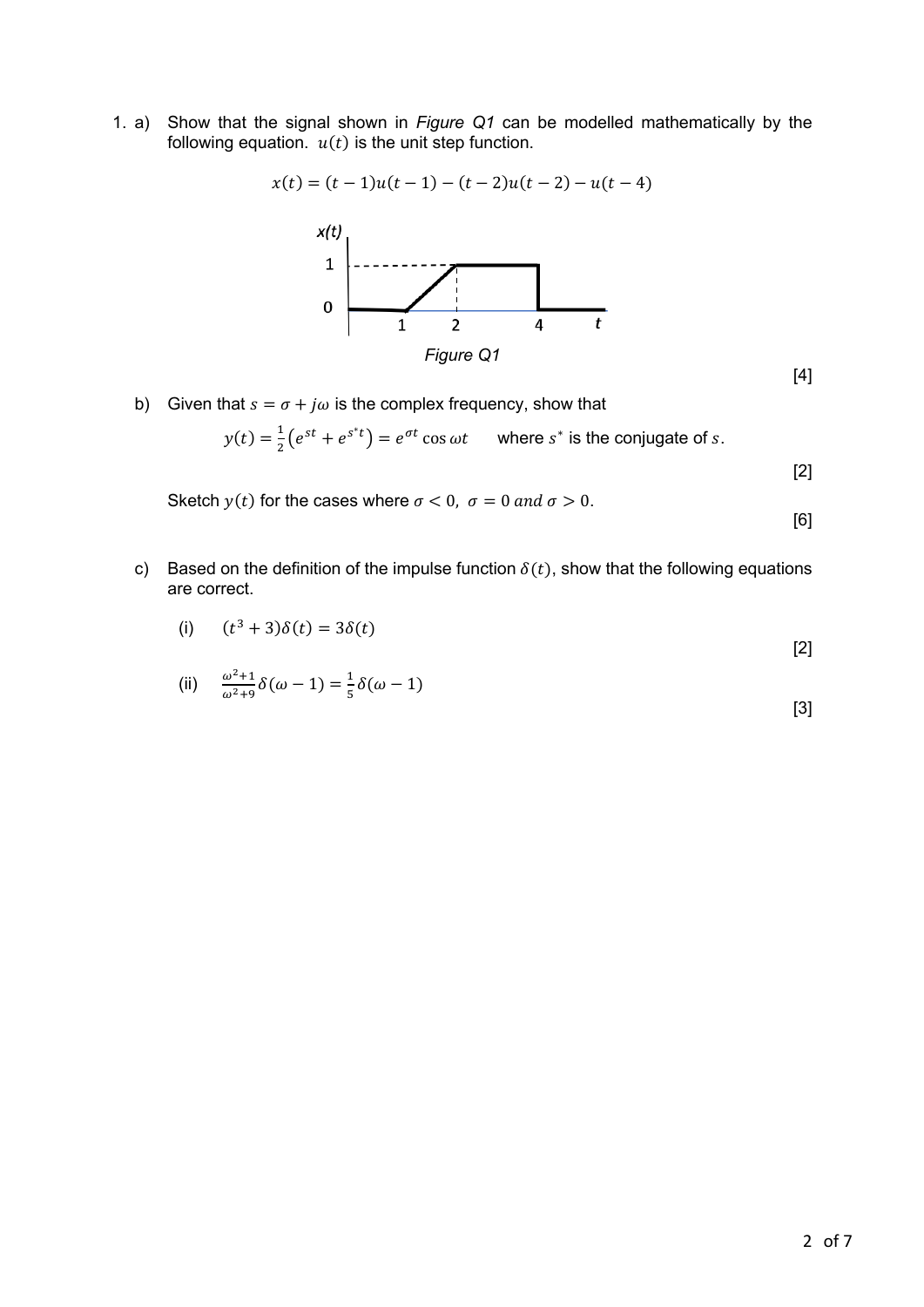1. a) Show that the signal shown in *Figure Q1* can be modelled mathematically by the following equation. $u(t)$ is the unit step function.

$$x(t) = (t-1)u(t-1) - (t-2)u(t-2) - u(t-4)$$

*Figure Q1*

[4]

b) Given that $s = \sigma + j\omega$ is the complex frequency, show that

$$y(t) = \frac{1}{2}\left(e^{st} + e^{s^*t}\right) = e^{\sigma t}\cos\omega t \qquad \text{where } s^* \text{ is the conjugate of } s.$$

[2]

Sketch $y(t)$ for the cases where $\sigma < 0,\ \sigma = 0\ and\ \sigma > 0$.

[6]

c) Based on the definition of the impulse function $\delta(t)$, show that the following equations are correct.

(i) $(t^3 + 3)\delta(t) = 3\delta(t)$

[2]

(ii) $\frac{\omega^2+1}{\omega^2+9}\delta(\omega - 1) = \frac{1}{5}\delta(\omega - 1)$

[3]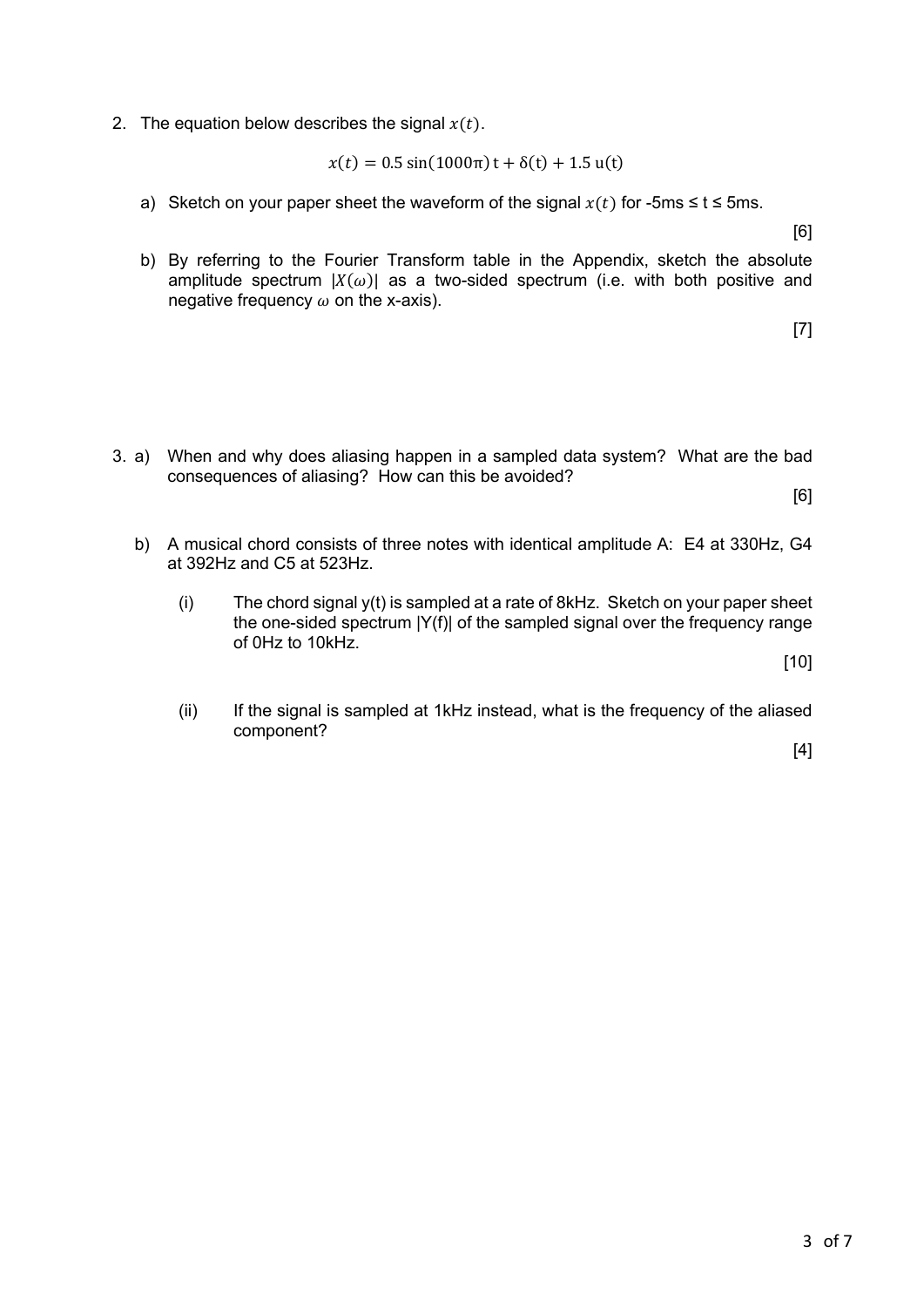2. The equation below describes the signal $x(t)$.

$$x(t) = 0.5\sin(1000\pi)\,\mathrm{t} + \delta(\mathrm{t}) + 1.5\,\mathrm{u}(\mathrm{t})$$

   a) Sketch on your paper sheet the waveform of the signal $x(t)$ for -5ms ≤ t ≤ 5ms.

   [6]

   b) By referring to the Fourier Transform table in the Appendix, sketch the absolute amplitude spectrum $|X(\omega)|$ as a two-sided spectrum (i.e. with both positive and negative frequency $\omega$ on the x-axis).

   [7]

3. a) When and why does aliasing happen in a sampled data system? What are the bad consequences of aliasing? How can this be avoided?

   [6]

   b) A musical chord consists of three notes with identical amplitude A: E4 at 330Hz, G4 at 392Hz and C5 at 523Hz.

      (i) The chord signal y(t) is sampled at a rate of 8kHz. Sketch on your paper sheet the one-sided spectrum |Y(f)| of the sampled signal over the frequency range of 0Hz to 10kHz.

      [10]

      (ii) If the signal is sampled at 1kHz instead, what is the frequency of the aliased component?

      [4]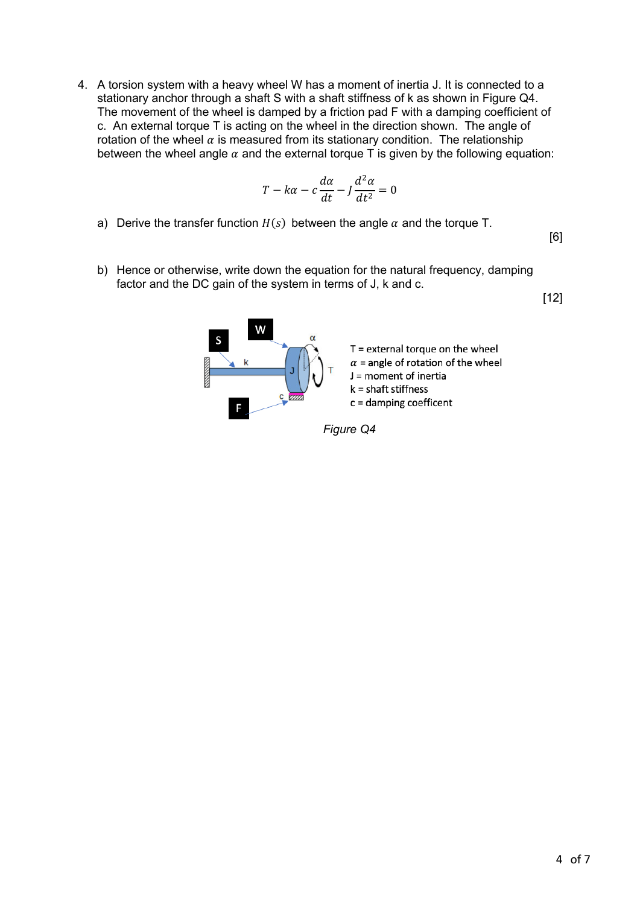4. A torsion system with a heavy wheel W has a moment of inertia J. It is connected to a stationary anchor through a shaft S with a shaft stiffness of k as shown in Figure Q4. The movement of the wheel is damped by a friction pad F with a damping coefficient of c. An external torque T is acting on the wheel in the direction shown. The angle of rotation of the wheel $\alpha$ is measured from its stationary condition. The relationship between the wheel angle $\alpha$ and the external torque T is given by the following equation:

$$T - k\alpha - c\frac{d\alpha}{dt} - J\frac{d^2\alpha}{dt^2} = 0$$

a) Derive the transfer function $H(s)$ between the angle $\alpha$ and the torque T.

[6]

b) Hence or otherwise, write down the equation for the natural frequency, damping factor and the DC gain of the system in terms of J, k and c.

[12]

T = external torque on the wheel
$\alpha$ = angle of rotation of the wheel
J = moment of inertia
k = shaft stiffness
c = damping coefficent

*Figure Q4*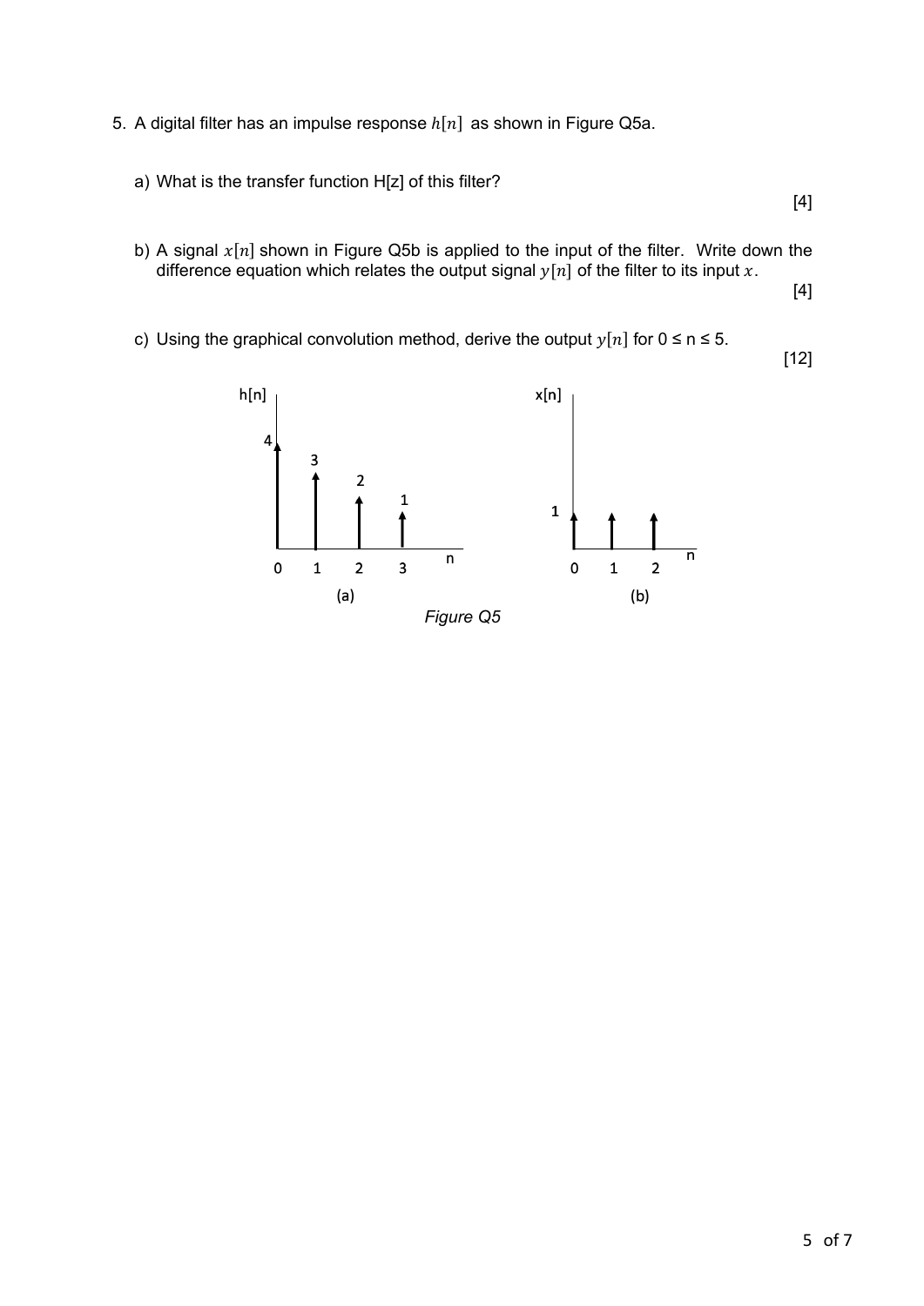5. A digital filter has an impulse response $h[n]$ as shown in Figure Q5a.

   a) What is the transfer function H[z] of this filter?

   [4]

   b) A signal $x[n]$ shown in Figure Q5b is applied to the input of the filter. Write down the difference equation which relates the output signal $y[n]$ of the filter to its input $x$.

   [4]

   c) Using the graphical convolution method, derive the output $y[n]$ for 0 ≤ n ≤ 5.

   [12]

*Figure Q5*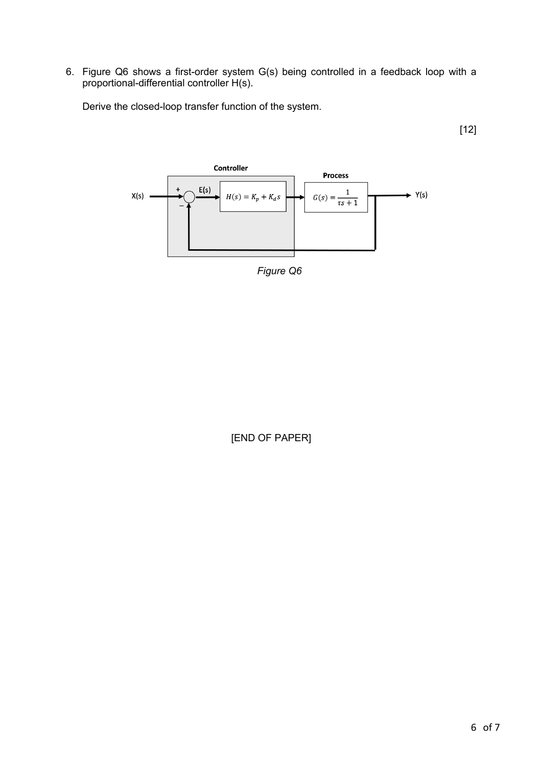6. Figure Q6 shows a first-order system G(s) being controlled in a feedback loop with a proportional-differential controller H(s).

   Derive the closed-loop transfer function of the system.

[12]

Controller

Process

X(s) + − E(s) $H(s) = K_p + K_d s$ $G(s) = \frac{1}{\tau s + 1}$ Y(s)

*Figure Q6*

[END OF PAPER]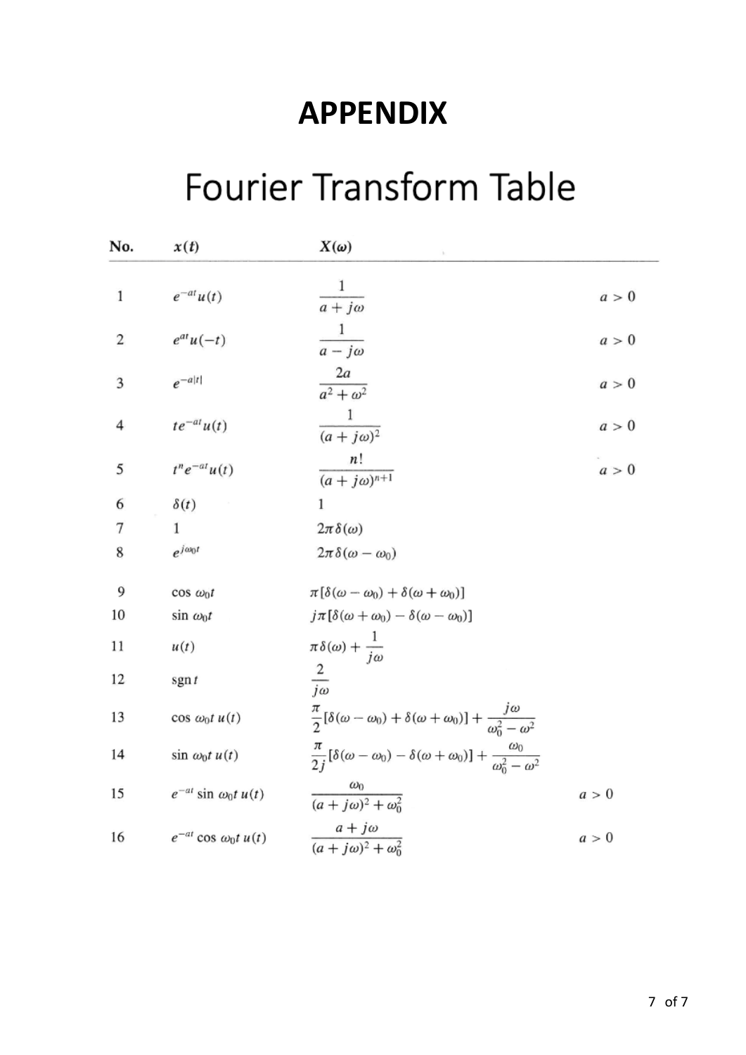# APPENDIX

## Fourier Transform Table

| No. | $x(t)$ | $X(\omega)$ | |
|---|---|---|---|
| 1 | $e^{-at}u(t)$ | $\dfrac{1}{a+j\omega}$ | $a > 0$ |
| 2 | $e^{at}u(-t)$ | $\dfrac{1}{a-j\omega}$ | $a > 0$ |
| 3 | $e^{-a\|t\|}$ | $\dfrac{2a}{a^2+\omega^2}$ | $a > 0$ |
| 4 | $te^{-at}u(t)$ | $\dfrac{1}{(a+j\omega)^2}$ | $a > 0$ |
| 5 | $t^n e^{-at}u(t)$ | $\dfrac{n!}{(a+j\omega)^{n+1}}$ | $a > 0$ |
| 6 | $\delta(t)$ | $1$ | |
| 7 | $1$ | $2\pi\delta(\omega)$ | |
| 8 | $e^{j\omega_0 t}$ | $2\pi\delta(\omega-\omega_0)$ | |
| 9 | $\cos\omega_0 t$ | $\pi[\delta(\omega-\omega_0)+\delta(\omega+\omega_0)]$ | |
| 10 | $\sin\omega_0 t$ | $j\pi[\delta(\omega+\omega_0)-\delta(\omega-\omega_0)]$ | |
| 11 | $u(t)$ | $\pi\delta(\omega)+\dfrac{1}{j\omega}$ | |
| 12 | $\operatorname{sgn} t$ | $\dfrac{2}{j\omega}$ | |
| 13 | $\cos\omega_0 t\, u(t)$ | $\dfrac{\pi}{2}[\delta(\omega-\omega_0)+\delta(\omega+\omega_0)]+\dfrac{j\omega}{\omega_0^2-\omega^2}$ | |
| 14 | $\sin\omega_0 t\, u(t)$ | $\dfrac{\pi}{2j}[\delta(\omega-\omega_0)-\delta(\omega+\omega_0)]+\dfrac{\omega_0}{\omega_0^2-\omega^2}$ | |
| 15 | $e^{-at}\sin\omega_0 t\, u(t)$ | $\dfrac{\omega_0}{(a+j\omega)^2+\omega_0^2}$ | $a > 0$ |
| 16 | $e^{-at}\cos\omega_0 t\, u(t)$ | $\dfrac{a+j\omega}{(a+j\omega)^2+\omega_0^2}$ | $a > 0$ |